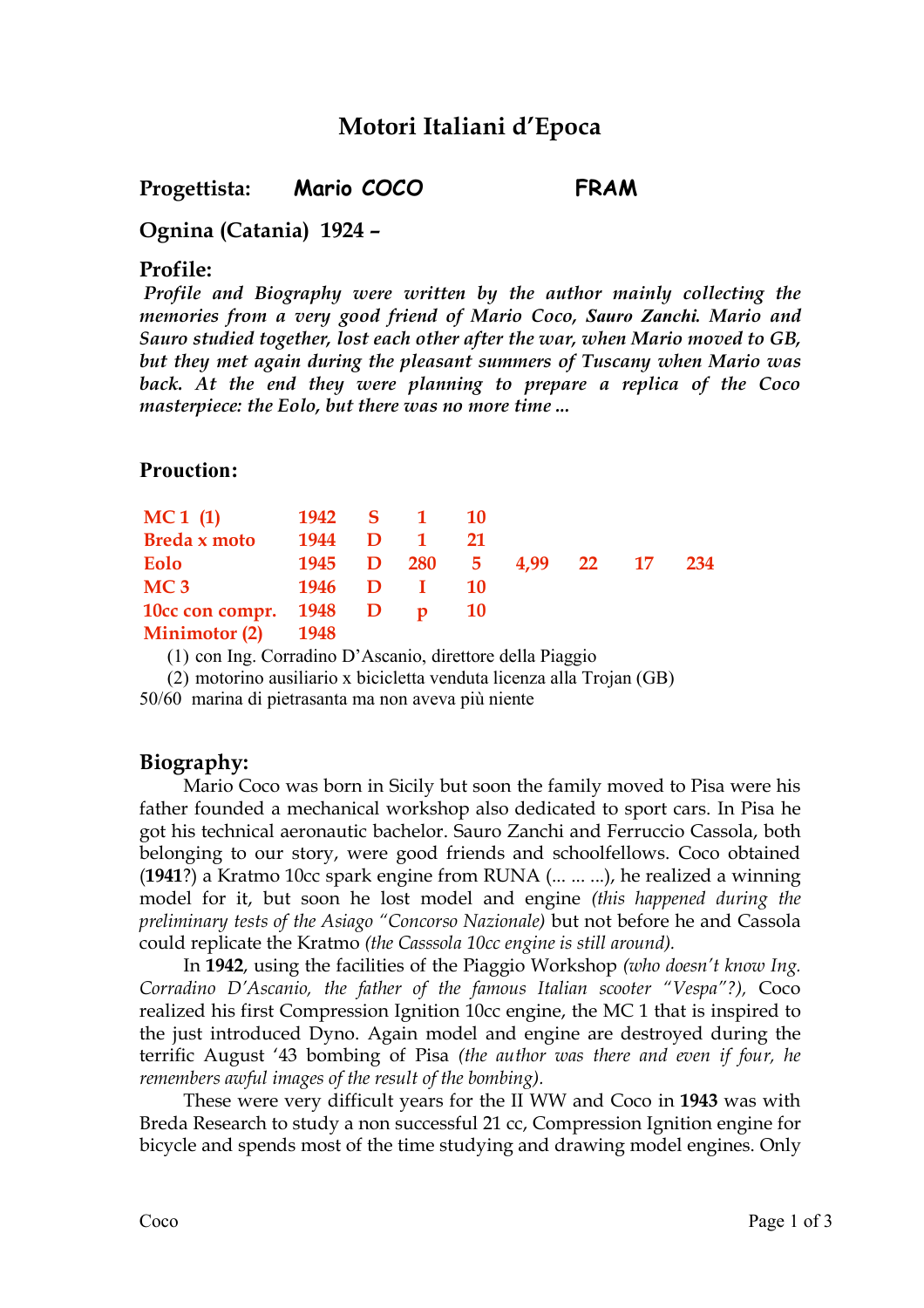# Motori Italiani d'Epoca

## Progettista: Mario COCO FRAM

## Ognina (Catania) 1924 –

## Profile:

*Profile and Biography were written by the author mainly collecting the memories from a very good friend of Mario Coco, **Sauro Zanchi.** Mario and Sauro studied together, lost each other after the war, when Mario moved to GB, but they met again during the pleasant summers of Tuscany when Mario was back. At the end they were planning to prepare a replica of the Coco masterpiece: the Eolo, but there was no more time ...*

## Proction:

| | | | | | | | | |
|---|---|---|---|---|---|---|---|---|
| **MC 1 (1)** | **1942** | **S** | **1** | **10** | | | | |
| **Breda x moto** | **1944** | **D** | **1** | **21** | | | | |
| **Eolo** | **1945** | **D** | **280** | **5** | **4,99** | **22** | **17** | **234** |
| **MC 3** | **1946** | **D** | **I** | **10** | | | | |
| **10cc con compr.** | **1948** | **D** | **p** | **10** | | | | |
| **Minimotor (2)** | **1948** | | | | | | | |

(1) con Ing. Corradino D'Ascanio, direttore della Piaggio
(2) motorino ausiliario x bicicletta venduta licenza alla Trojan (GB)

50/60 marina di pietrasanta ma non aveva più niente

## Biography:

Mario Coco was born in Sicily but soon the family moved to Pisa were his father founded a mechanical workshop also dedicated to sport cars. In Pisa he got his technical aeronautic bachelor. Sauro Zanchi and Ferruccio Cassola, both belonging to our story, were good friends and schoolfellows. Coco obtained (**1941**?) a Kratmo 10cc spark engine from RUNA (... ... ...), he realized a winning model for it, but soon he lost model and engine *(this happened during the preliminary tests of the Asiago "Concorso Nazionale)* but not before he and Cassola could replicate the Kratmo *(the Casssola 10cc engine is still around).*

In **1942**, using the facilities of the Piaggio Workshop *(who doesn't know Ing. Corradino D'Ascanio, the father of the famous Italian scooter "Vespa"?),* Coco realized his first Compression Ignition 10cc engine, the MC 1 that is inspired to the just introduced Dyno. Again model and engine are destroyed during the terrific August '43 bombing of Pisa *(the author was there and even if four, he remembers awful images of the result of the bombing).*

These were very difficult years for the II WW and Coco in **1943** was with Breda Research to study a non successful 21 cc, Compression Ignition engine for bicycle and spends most of the time studying and drawing model engines. Only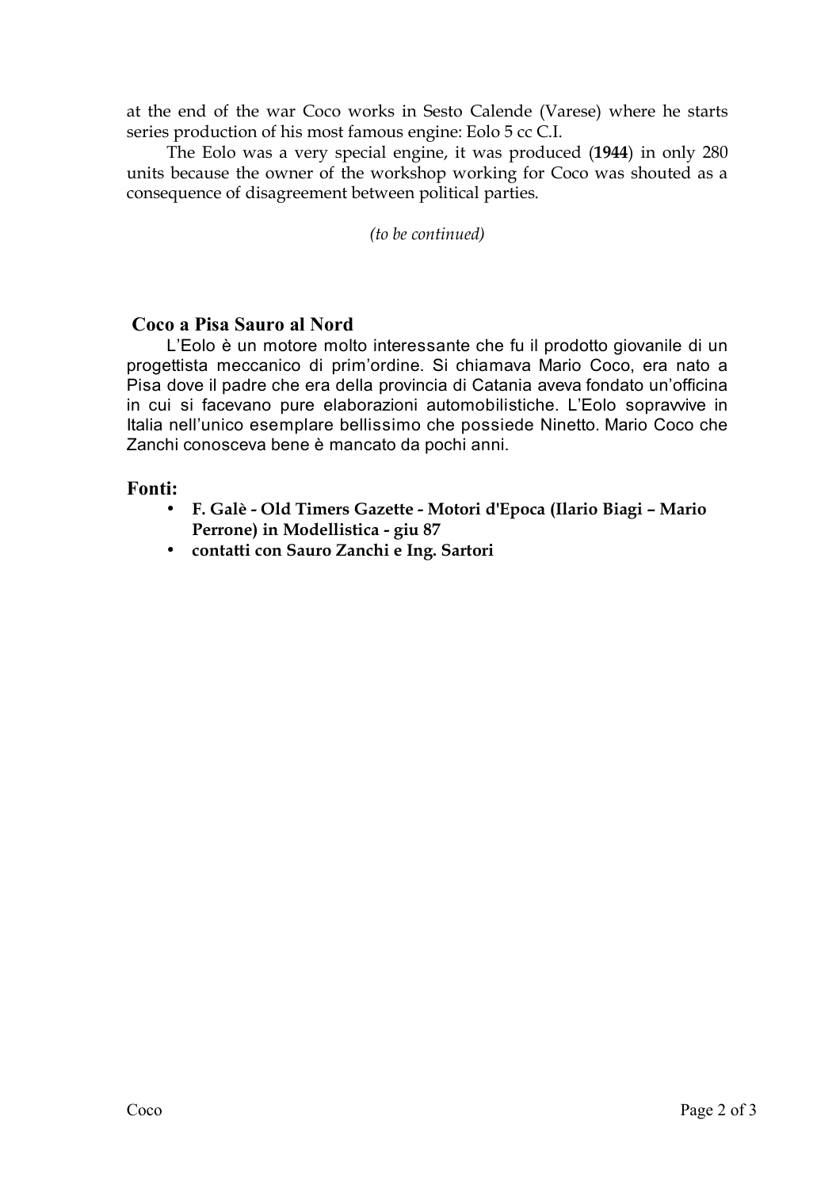at the end of the war Coco works in Sesto Calende (Varese) where he starts series production of his most famous engine: Eolo 5 cc C.I.

The Eolo was a very special engine, it was produced (**1944**) in only 280 units because the owner of the workshop working for Coco was shouted as a consequence of disagreement between political parties.

*(to be continued)*

### Coco a Pisa Sauro al Nord

L'Eolo è un motore molto interessante che fu il prodotto giovanile di un progettista meccanico di prim'ordine. Si chiamava Mario Coco, era nato a Pisa dove il padre che era della provincia di Catania aveva fondato un'officina in cui si facevano pure elaborazioni automobilistiche. L'Eolo sopravvive in Italia nell'unico esemplare bellissimo che possiede Ninetto. Mario Coco che Zanchi conosceva bene è mancato da pochi anni.

### Fonti:

- **F. Galè - Old Timers Gazette - Motori d'Epoca (Ilario Biagi – Mario Perrone) in Modellistica - giu 87**
- **contatti con Sauro Zanchi e Ing. Sartori**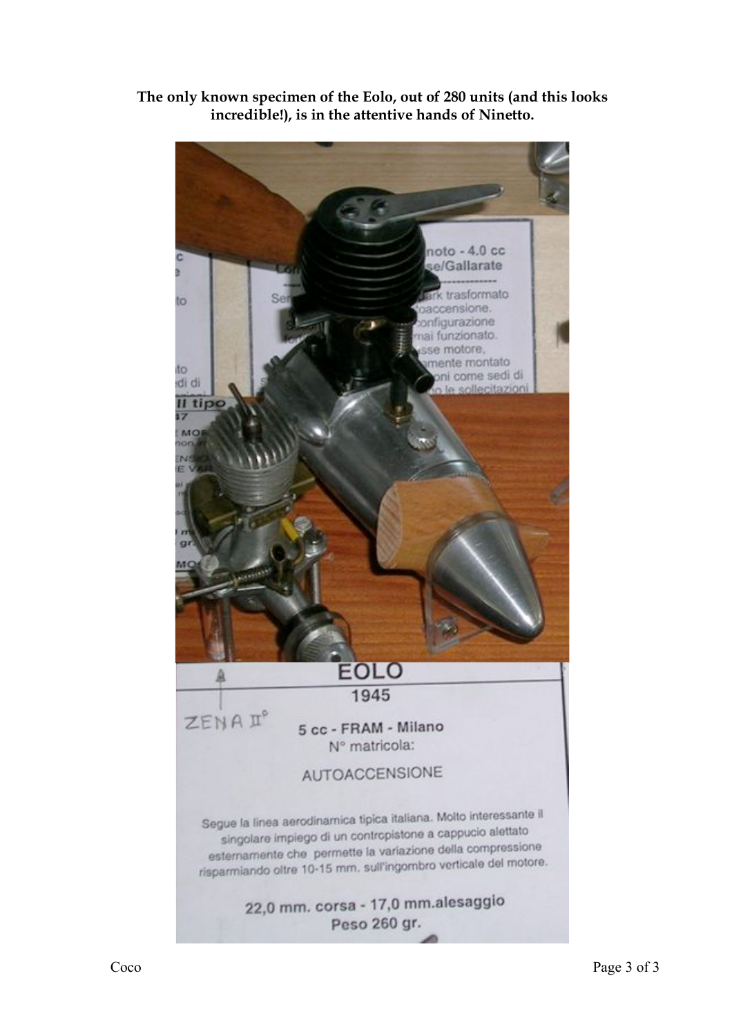**The only known specimen of the Eolo, out of 280 units (and this looks incredible!), is in the attentive hands of Ninetto.**

EOLO

1945

ZENA II°

5 cc - FRAM - Milano

N° matricola:

AUTOACCENSIONE

Segue la linea aerodinamica tipica italiana. Molto interessante il singolare impiego di un contropistone a cappucio alettato esternamente che permette la variazione della compressione risparmiando oltre 10-15 mm. sull'ingombro verticale del motore.

22,0 mm. corsa - 17,0 mm.alesaggio
Peso 260 gr.